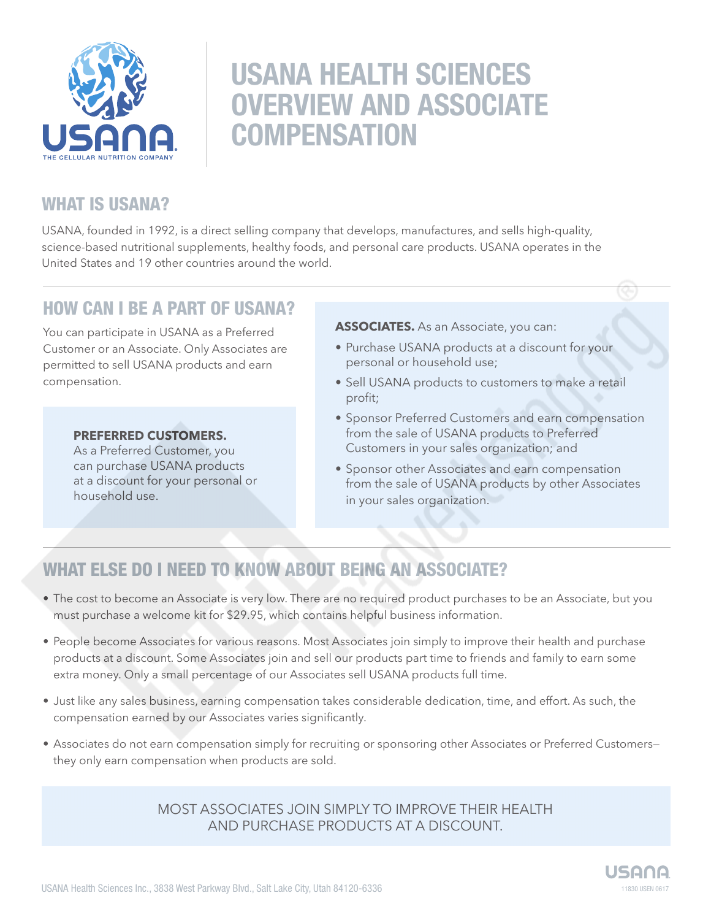# USANA HEALTH SCIENCES OVERVIEW AND ASSOCIATE COMPENSATION

## WHAT IS USANA?

USANA, founded in 1992, is a direct selling company that develops, manufactures, and sells high-quality, science-based nutritional supplements, healthy foods, and personal care products. USANA operates in the United States and 19 other countries around the world.

## HOW CAN I BE A PART OF USANA?

You can participate in USANA as a Preferred Customer or an Associate. Only Associates are permitted to sell USANA products and earn compensation.

**PREFERRED CUSTOMERS.** As a Preferred Customer, you can purchase USANA products at a discount for your personal or household use.

**ASSOCIATES.** As an Associate, you can:

- Purchase USANA products at a discount for your personal or household use;
- Sell USANA products to customers to make a retail profit;
- Sponsor Preferred Customers and earn compensation from the sale of USANA products to Preferred Customers in your sales organization; and
- Sponsor other Associates and earn compensation from the sale of USANA products by other Associates in your sales organization.

## WHAT ELSE DO I NEED TO KNOW ABOUT BEING AN ASSOCIATE?

- The cost to become an Associate is very low. There are no required product purchases to be an Associate, but you must purchase a welcome kit for $29.95, which contains helpful business information.
- People become Associates for various reasons. Most Associates join simply to improve their health and purchase products at a discount. Some Associates join and sell our products part time to friends and family to earn some extra money. Only a small percentage of our Associates sell USANA products full time.
- Just like any sales business, earning compensation takes considerable dedication, time, and effort. As such, the compensation earned by our Associates varies significantly.
- Associates do not earn compensation simply for recruiting or sponsoring other Associates or Preferred Customers—they only earn compensation when products are sold.

MOST ASSOCIATES JOIN SIMPLY TO IMPROVE THEIR HEALTH AND PURCHASE PRODUCTS AT A DISCOUNT.

USANA Health Sciences Inc., 3838 West Parkway Blvd., Salt Lake City, Utah 84120-6336

11830 USEN 0617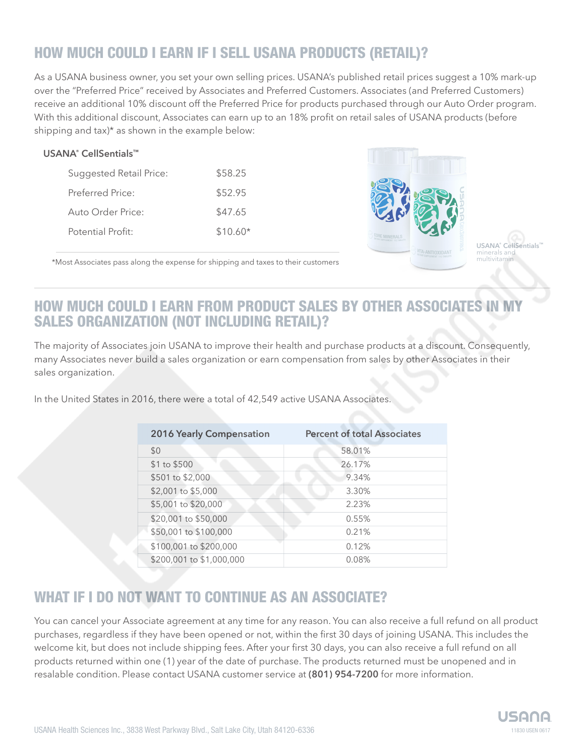## HOW MUCH COULD I EARN IF I SELL USANA PRODUCTS (RETAIL)?

As a USANA business owner, you set your own selling prices. USANA's published retail prices suggest a 10% mark-up over the "Preferred Price" received by Associates and Preferred Customers. Associates (and Preferred Customers) receive an additional 10% discount off the Preferred Price for products purchased through our Auto Order program. With this additional discount, Associates can earn up to an 18% profit on retail sales of USANA products (before shipping and tax)* as shown in the example below:

**USANA® CellSentials™**

| | |
|---|---|
| Suggested Retail Price: | $58.25 |
| Preferred Price: | $52.95 |
| Auto Order Price: | $47.65 |
| Potential Profit: | $10.60* |

*Most Associates pass along the expense for shipping and taxes to their customers

USANA® CellSentials™ minerals and multivitamin

## HOW MUCH COULD I EARN FROM PRODUCT SALES BY OTHER ASSOCIATES IN MY SALES ORGANIZATION (NOT INCLUDING RETAIL)?

The majority of Associates join USANA to improve their health and purchase products at a discount. Consequently, many Associates never build a sales organization or earn compensation from sales by other Associates in their sales organization.

In the United States in 2016, there were a total of 42,549 active USANA Associates.

| 2016 Yearly Compensation | Percent of total Associates |
|---|---|
| $0 | 58.01% |
| $1 to $500 | 26.17% |
| $501 to $2,000 | 9.34% |
| $2,001 to $5,000 | 3.30% |
| $5,001 to $20,000 | 2.23% |
| $20,001 to $50,000 | 0.55% |
| $50,001 to $100,000 | 0.21% |
| $100,001 to $200,000 | 0.12% |
| $200,001 to $1,000,000 | 0.08% |

## WHAT IF I DO NOT WANT TO CONTINUE AS AN ASSOCIATE?

You can cancel your Associate agreement at any time for any reason. You can also receive a full refund on all product purchases, regardless if they have been opened or not, within the first 30 days of joining USANA. This includes the welcome kit, but does not include shipping fees. After your first 30 days, you can also receive a full refund on all products returned within one (1) year of the date of purchase. The products returned must be unopened and in resalable condition. Please contact USANA customer service at **(801) 954-7200** for more information.

USANA Health Sciences Inc., 3838 West Parkway Blvd., Salt Lake City, Utah 84120-6336

11830 USEN 0617